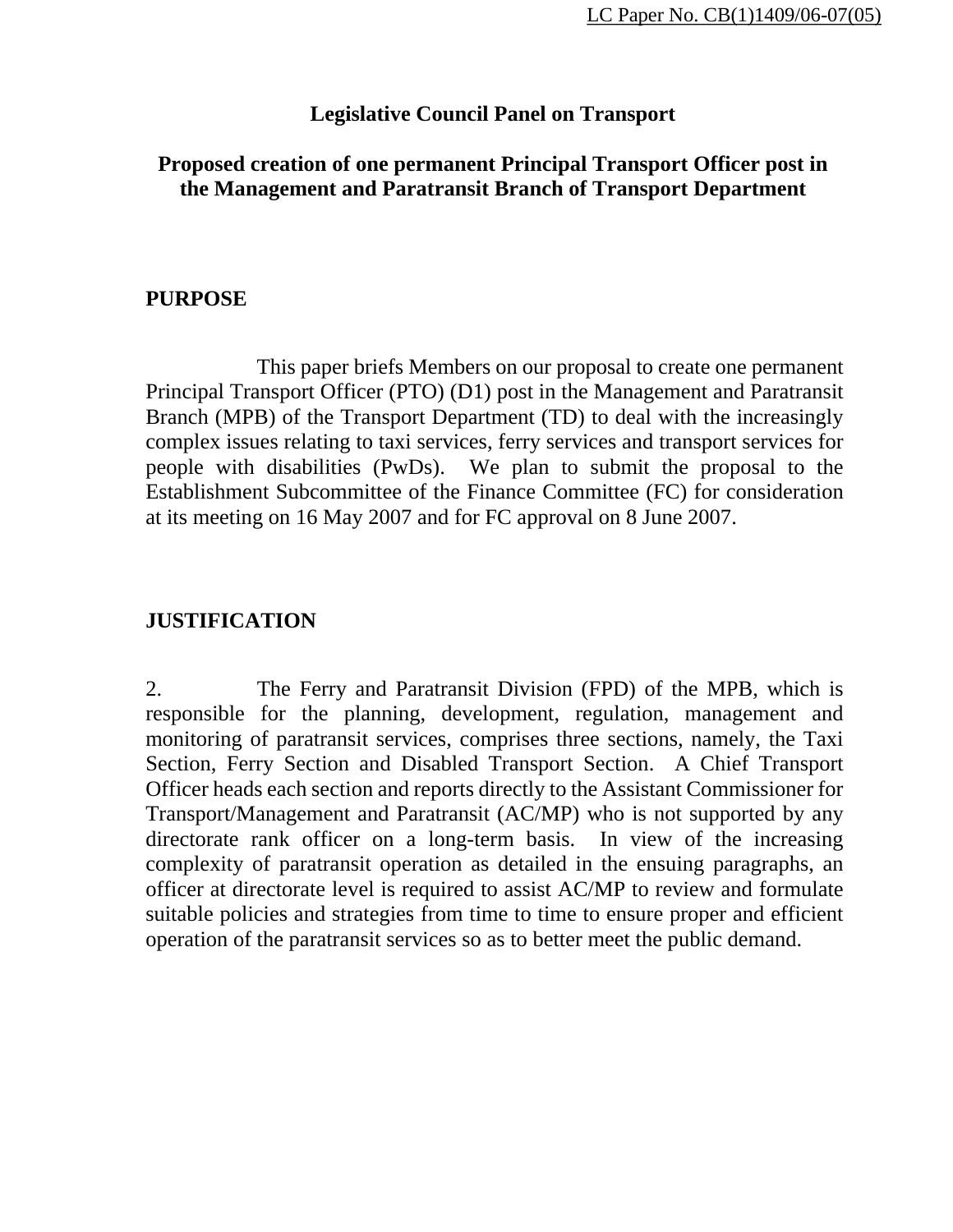LC Paper No. CB(1)1409/06-07(05)

# Legislative Council Panel on Transport

## Proposed creation of one permanent Principal Transport Officer post in the Management and Paratransit Branch of Transport Department

### PURPOSE

This paper briefs Members on our proposal to create one permanent Principal Transport Officer (PTO) (D1) post in the Management and Paratransit Branch (MPB) of the Transport Department (TD) to deal with the increasingly complex issues relating to taxi services, ferry services and transport services for people with disabilities (PwDs). We plan to submit the proposal to the Establishment Subcommittee of the Finance Committee (FC) for consideration at its meeting on 16 May 2007 and for FC approval on 8 June 2007.

### JUSTIFICATION

2. The Ferry and Paratransit Division (FPD) of the MPB, which is responsible for the planning, development, regulation, management and monitoring of paratransit services, comprises three sections, namely, the Taxi Section, Ferry Section and Disabled Transport Section. A Chief Transport Officer heads each section and reports directly to the Assistant Commissioner for Transport/Management and Paratransit (AC/MP) who is not supported by any directorate rank officer on a long-term basis. In view of the increasing complexity of paratransit operation as detailed in the ensuing paragraphs, an officer at directorate level is required to assist AC/MP to review and formulate suitable policies and strategies from time to time to ensure proper and efficient operation of the paratransit services so as to better meet the public demand.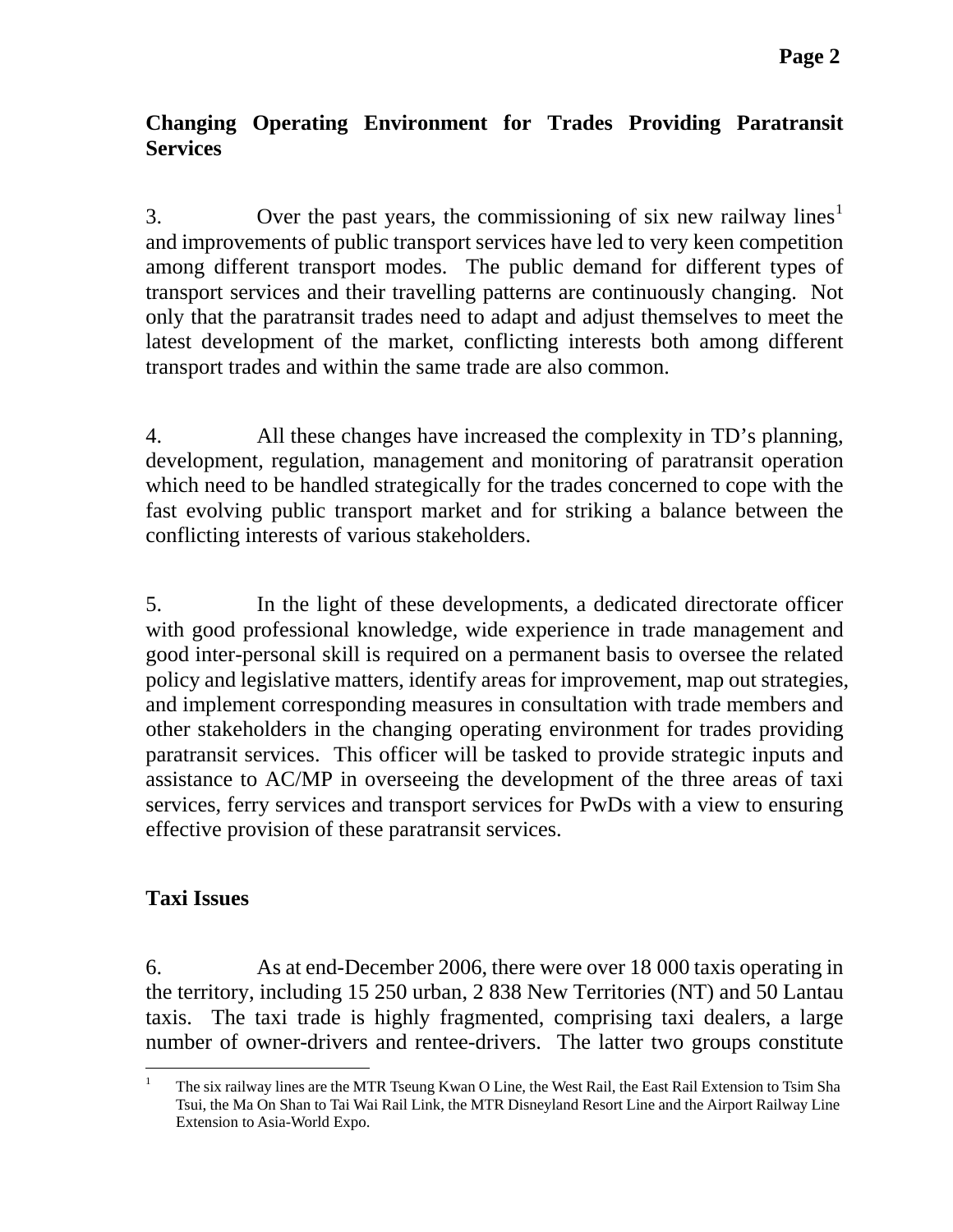## Changing Operating Environment for Trades Providing Paratransit Services

3. Over the past years, the commissioning of six new railway lines[1] and improvements of public transport services have led to very keen competition among different transport modes. The public demand for different types of transport services and their travelling patterns are continuously changing. Not only that the paratransit trades need to adapt and adjust themselves to meet the latest development of the market, conflicting interests both among different transport trades and within the same trade are also common.

4. All these changes have increased the complexity in TD's planning, development, regulation, management and monitoring of paratransit operation which need to be handled strategically for the trades concerned to cope with the fast evolving public transport market and for striking a balance between the conflicting interests of various stakeholders.

5. In the light of these developments, a dedicated directorate officer with good professional knowledge, wide experience in trade management and good inter-personal skill is required on a permanent basis to oversee the related policy and legislative matters, identify areas for improvement, map out strategies, and implement corresponding measures in consultation with trade members and other stakeholders in the changing operating environment for trades providing paratransit services. This officer will be tasked to provide strategic inputs and assistance to AC/MP in overseeing the development of the three areas of taxi services, ferry services and transport services for PwDs with a view to ensuring effective provision of these paratransit services.

## Taxi Issues

6. As at end-December 2006, there were over 18 000 taxis operating in the territory, including 15 250 urban, 2 838 New Territories (NT) and 50 Lantau taxis. The taxi trade is highly fragmented, comprising taxi dealers, a large number of owner-drivers and rentee-drivers. The latter two groups constitute

---

[1] The six railway lines are the MTR Tseung Kwan O Line, the West Rail, the East Rail Extension to Tsim Sha Tsui, the Ma On Shan to Tai Wai Rail Link, the MTR Disneyland Resort Line and the Airport Railway Line Extension to Asia-World Expo.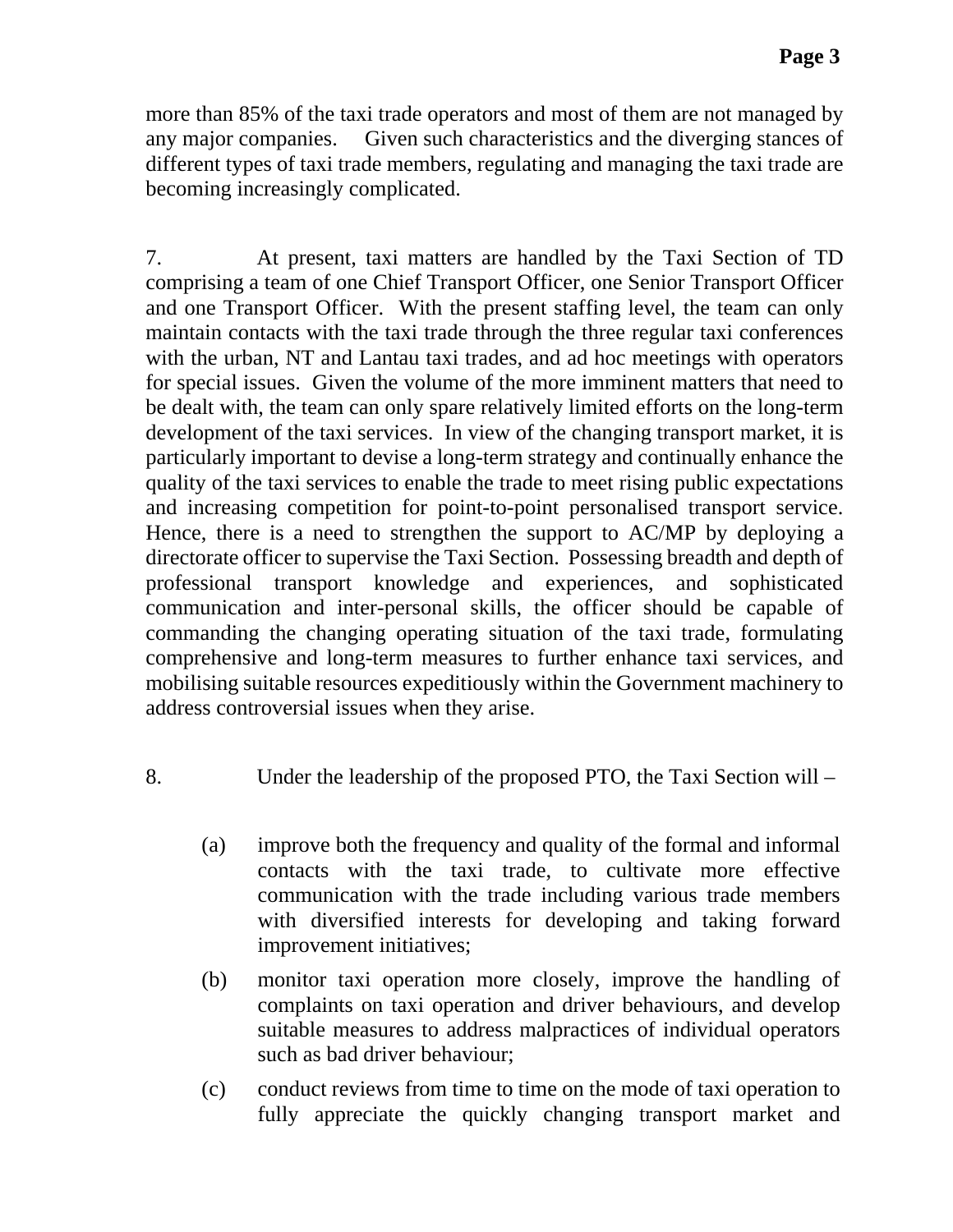more than 85% of the taxi trade operators and most of them are not managed by any major companies. Given such characteristics and the diverging stances of different types of taxi trade members, regulating and managing the taxi trade are becoming increasingly complicated.

7. At present, taxi matters are handled by the Taxi Section of TD comprising a team of one Chief Transport Officer, one Senior Transport Officer and one Transport Officer. With the present staffing level, the team can only maintain contacts with the taxi trade through the three regular taxi conferences with the urban, NT and Lantau taxi trades, and ad hoc meetings with operators for special issues. Given the volume of the more imminent matters that need to be dealt with, the team can only spare relatively limited efforts on the long-term development of the taxi services. In view of the changing transport market, it is particularly important to devise a long-term strategy and continually enhance the quality of the taxi services to enable the trade to meet rising public expectations and increasing competition for point-to-point personalised transport service. Hence, there is a need to strengthen the support to AC/MP by deploying a directorate officer to supervise the Taxi Section. Possessing breadth and depth of professional transport knowledge and experiences, and sophisticated communication and inter-personal skills, the officer should be capable of commanding the changing operating situation of the taxi trade, formulating comprehensive and long-term measures to further enhance taxi services, and mobilising suitable resources expeditiously within the Government machinery to address controversial issues when they arise.

8. Under the leadership of the proposed PTO, the Taxi Section will –

(a) improve both the frequency and quality of the formal and informal contacts with the taxi trade, to cultivate more effective communication with the trade including various trade members with diversified interests for developing and taking forward improvement initiatives;

(b) monitor taxi operation more closely, improve the handling of complaints on taxi operation and driver behaviours, and develop suitable measures to address malpractices of individual operators such as bad driver behaviour;

(c) conduct reviews from time to time on the mode of taxi operation to fully appreciate the quickly changing transport market and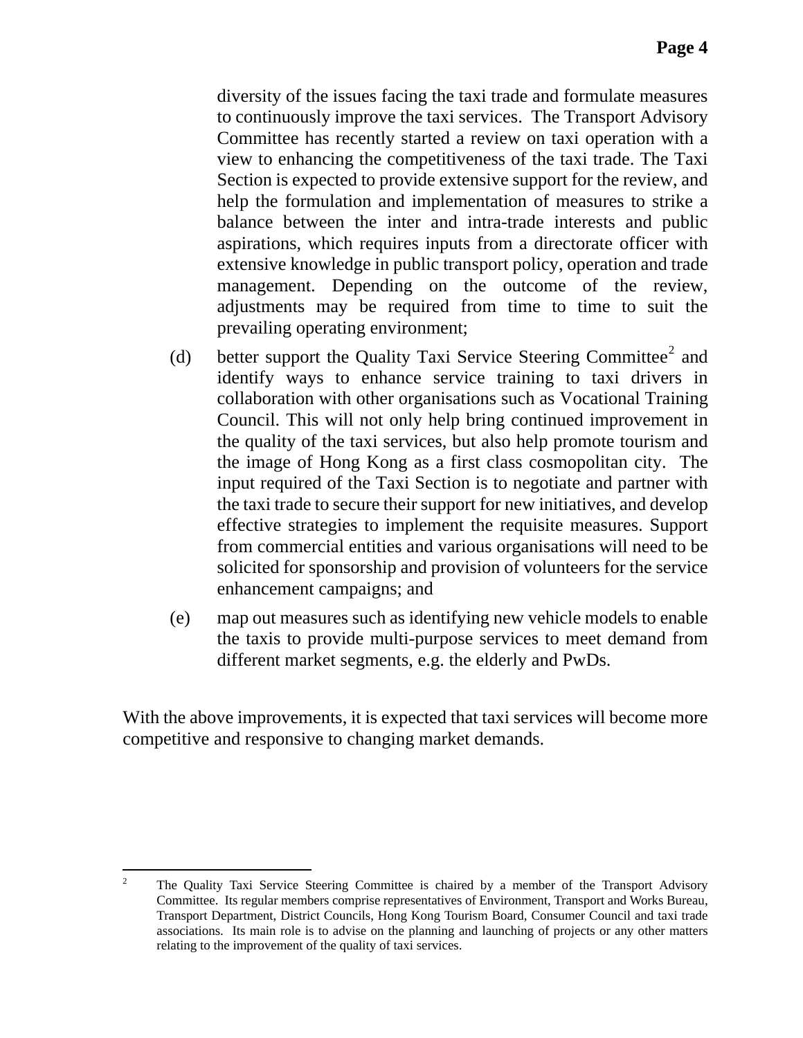diversity of the issues facing the taxi trade and formulate measures to continuously improve the taxi services. The Transport Advisory Committee has recently started a review on taxi operation with a view to enhancing the competitiveness of the taxi trade. The Taxi Section is expected to provide extensive support for the review, and help the formulation and implementation of measures to strike a balance between the inter and intra-trade interests and public aspirations, which requires inputs from a directorate officer with extensive knowledge in public transport policy, operation and trade management. Depending on the outcome of the review, adjustments may be required from time to time to suit the prevailing operating environment;

(d) better support the Quality Taxi Service Steering Committee[2] and identify ways to enhance service training to taxi drivers in collaboration with other organisations such as Vocational Training Council. This will not only help bring continued improvement in the quality of the taxi services, but also help promote tourism and the image of Hong Kong as a first class cosmopolitan city. The input required of the Taxi Section is to negotiate and partner with the taxi trade to secure their support for new initiatives, and develop effective strategies to implement the requisite measures. Support from commercial entities and various organisations will need to be solicited for sponsorship and provision of volunteers for the service enhancement campaigns; and

(e) map out measures such as identifying new vehicle models to enable the taxis to provide multi-purpose services to meet demand from different market segments, e.g. the elderly and PwDs.

With the above improvements, it is expected that taxi services will become more competitive and responsive to changing market demands.

---

[2] The Quality Taxi Service Steering Committee is chaired by a member of the Transport Advisory Committee. Its regular members comprise representatives of Environment, Transport and Works Bureau, Transport Department, District Councils, Hong Kong Tourism Board, Consumer Council and taxi trade associations. Its main role is to advise on the planning and launching of projects or any other matters relating to the improvement of the quality of taxi services.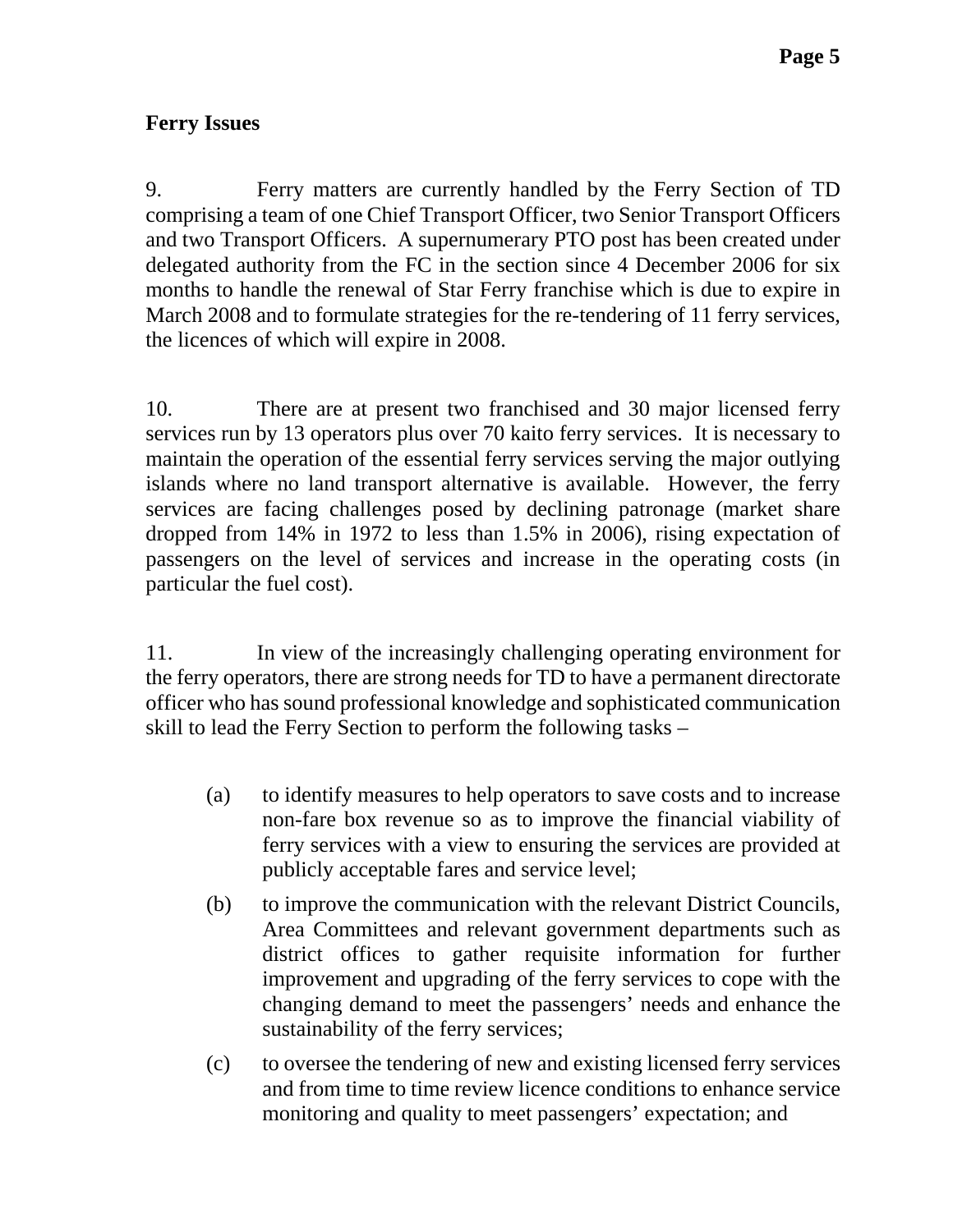**Ferry Issues**

9. Ferry matters are currently handled by the Ferry Section of TD comprising a team of one Chief Transport Officer, two Senior Transport Officers and two Transport Officers. A supernumerary PTO post has been created under delegated authority from the FC in the section since 4 December 2006 for six months to handle the renewal of Star Ferry franchise which is due to expire in March 2008 and to formulate strategies for the re-tendering of 11 ferry services, the licences of which will expire in 2008.

10. There are at present two franchised and 30 major licensed ferry services run by 13 operators plus over 70 kaito ferry services. It is necessary to maintain the operation of the essential ferry services serving the major outlying islands where no land transport alternative is available. However, the ferry services are facing challenges posed by declining patronage (market share dropped from 14% in 1972 to less than 1.5% in 2006), rising expectation of passengers on the level of services and increase in the operating costs (in particular the fuel cost).

11. In view of the increasingly challenging operating environment for the ferry operators, there are strong needs for TD to have a permanent directorate officer who has sound professional knowledge and sophisticated communication skill to lead the Ferry Section to perform the following tasks –

(a) to identify measures to help operators to save costs and to increase non-fare box revenue so as to improve the financial viability of ferry services with a view to ensuring the services are provided at publicly acceptable fares and service level;

(b) to improve the communication with the relevant District Councils, Area Committees and relevant government departments such as district offices to gather requisite information for further improvement and upgrading of the ferry services to cope with the changing demand to meet the passengers' needs and enhance the sustainability of the ferry services;

(c) to oversee the tendering of new and existing licensed ferry services and from time to time review licence conditions to enhance service monitoring and quality to meet passengers' expectation; and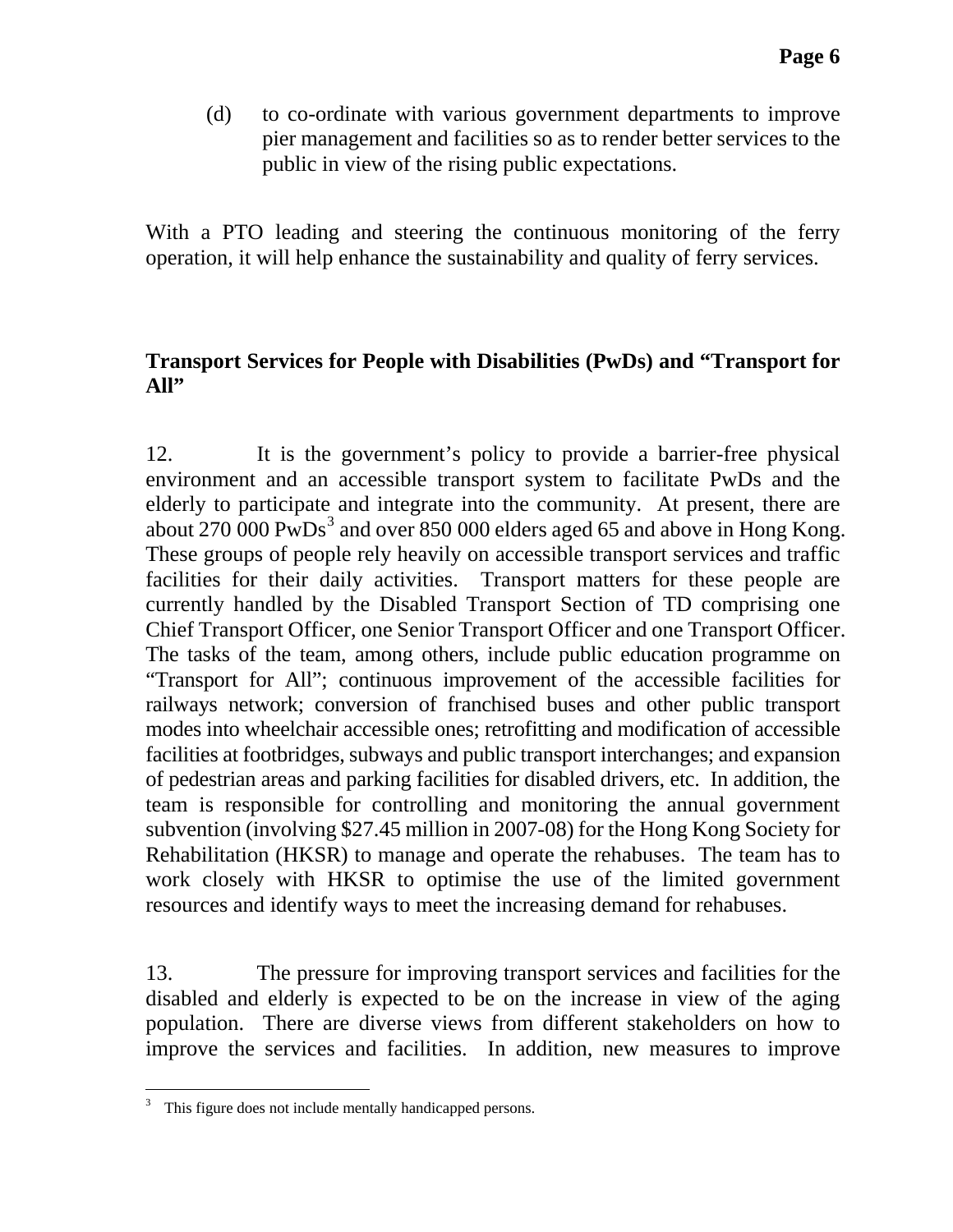(d) to co-ordinate with various government departments to improve pier management and facilities so as to render better services to the public in view of the rising public expectations.

With a PTO leading and steering the continuous monitoring of the ferry operation, it will help enhance the sustainability and quality of ferry services.

## Transport Services for People with Disabilities (PwDs) and "Transport for All"

12. It is the government's policy to provide a barrier-free physical environment and an accessible transport system to facilitate PwDs and the elderly to participate and integrate into the community. At present, there are about 270 000 PwDs[3] and over 850 000 elders aged 65 and above in Hong Kong. These groups of people rely heavily on accessible transport services and traffic facilities for their daily activities. Transport matters for these people are currently handled by the Disabled Transport Section of TD comprising one Chief Transport Officer, one Senior Transport Officer and one Transport Officer. The tasks of the team, among others, include public education programme on "Transport for All"; continuous improvement of the accessible facilities for railways network; conversion of franchised buses and other public transport modes into wheelchair accessible ones; retrofitting and modification of accessible facilities at footbridges, subways and public transport interchanges; and expansion of pedestrian areas and parking facilities for disabled drivers, etc. In addition, the team is responsible for controlling and monitoring the annual government subvention (involving $27.45 million in 2007-08) for the Hong Kong Society for Rehabilitation (HKSR) to manage and operate the rehabuses. The team has to work closely with HKSR to optimise the use of the limited government resources and identify ways to meet the increasing demand for rehabuses.

13. The pressure for improving transport services and facilities for the disabled and elderly is expected to be on the increase in view of the aging population. There are diverse views from different stakeholders on how to improve the services and facilities. In addition, new measures to improve

---

[3] This figure does not include mentally handicapped persons.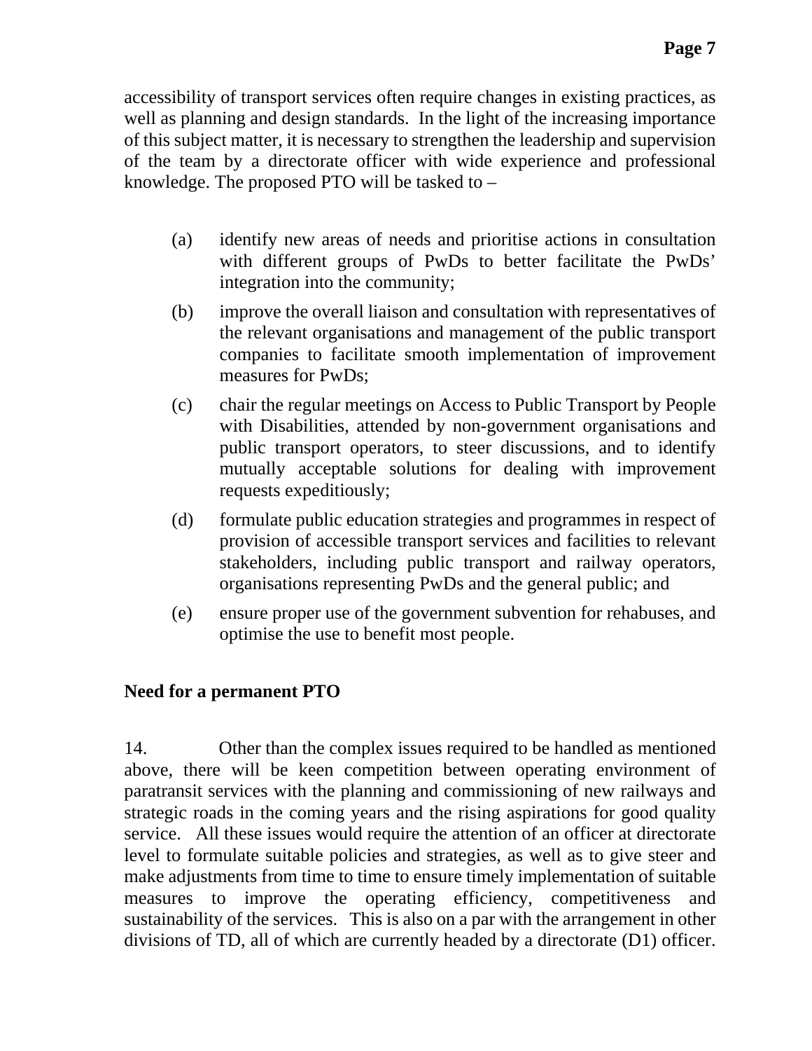accessibility of transport services often require changes in existing practices, as well as planning and design standards. In the light of the increasing importance of this subject matter, it is necessary to strengthen the leadership and supervision of the team by a directorate officer with wide experience and professional knowledge. The proposed PTO will be tasked to –

(a) identify new areas of needs and prioritise actions in consultation with different groups of PwDs to better facilitate the PwDs' integration into the community;

(b) improve the overall liaison and consultation with representatives of the relevant organisations and management of the public transport companies to facilitate smooth implementation of improvement measures for PwDs;

(c) chair the regular meetings on Access to Public Transport by People with Disabilities, attended by non-government organisations and public transport operators, to steer discussions, and to identify mutually acceptable solutions for dealing with improvement requests expeditiously;

(d) formulate public education strategies and programmes in respect of provision of accessible transport services and facilities to relevant stakeholders, including public transport and railway operators, organisations representing PwDs and the general public; and

(e) ensure proper use of the government subvention for rehabuses, and optimise the use to benefit most people.

**Need for a permanent PTO**

14. Other than the complex issues required to be handled as mentioned above, there will be keen competition between operating environment of paratransit services with the planning and commissioning of new railways and strategic roads in the coming years and the rising aspirations for good quality service. All these issues would require the attention of an officer at directorate level to formulate suitable policies and strategies, as well as to give steer and make adjustments from time to time to ensure timely implementation of suitable measures to improve the operating efficiency, competitiveness and sustainability of the services. This is also on a par with the arrangement in other divisions of TD, all of which are currently headed by a directorate (D1) officer.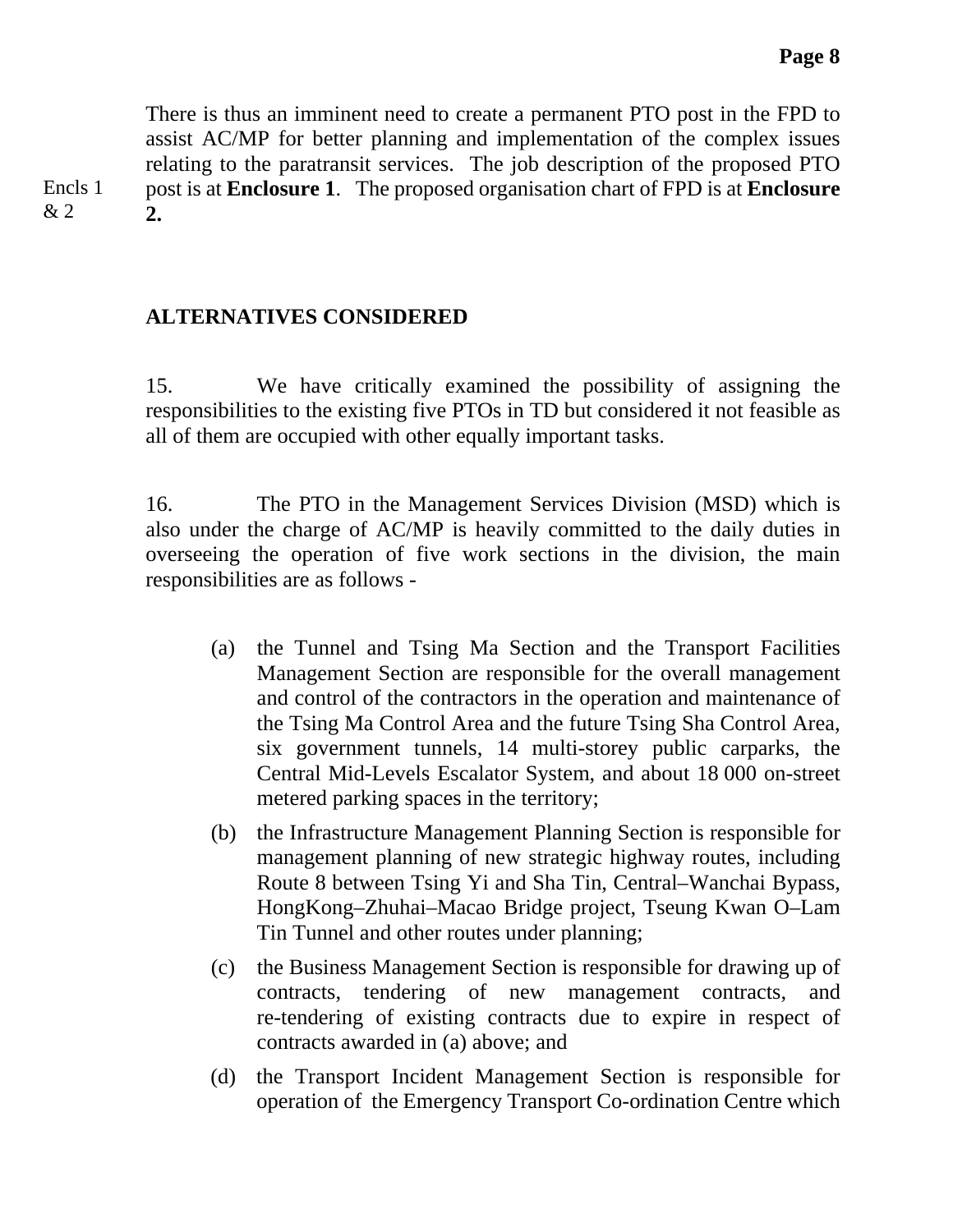There is thus an imminent need to create a permanent PTO post in the FPD to assist AC/MP for better planning and implementation of the complex issues relating to the paratransit services. The job description of the proposed PTO post is at **Enclosure 1**. The proposed organisation chart of FPD is at **Enclosure 2.**

Encls 1 & 2

## ALTERNATIVES CONSIDERED

15. We have critically examined the possibility of assigning the responsibilities to the existing five PTOs in TD but considered it not feasible as all of them are occupied with other equally important tasks.

16. The PTO in the Management Services Division (MSD) which is also under the charge of AC/MP is heavily committed to the daily duties in overseeing the operation of five work sections in the division, the main responsibilities are as follows -

(a) the Tunnel and Tsing Ma Section and the Transport Facilities Management Section are responsible for the overall management and control of the contractors in the operation and maintenance of the Tsing Ma Control Area and the future Tsing Sha Control Area, six government tunnels, 14 multi-storey public carparks, the Central Mid-Levels Escalator System, and about 18 000 on-street metered parking spaces in the territory;

(b) the Infrastructure Management Planning Section is responsible for management planning of new strategic highway routes, including Route 8 between Tsing Yi and Sha Tin, Central–Wanchai Bypass, HongKong–Zhuhai–Macao Bridge project, Tseung Kwan O–Lam Tin Tunnel and other routes under planning;

(c) the Business Management Section is responsible for drawing up of contracts, tendering of new management contracts, and re-tendering of existing contracts due to expire in respect of contracts awarded in (a) above; and

(d) the Transport Incident Management Section is responsible for operation of the Emergency Transport Co-ordination Centre which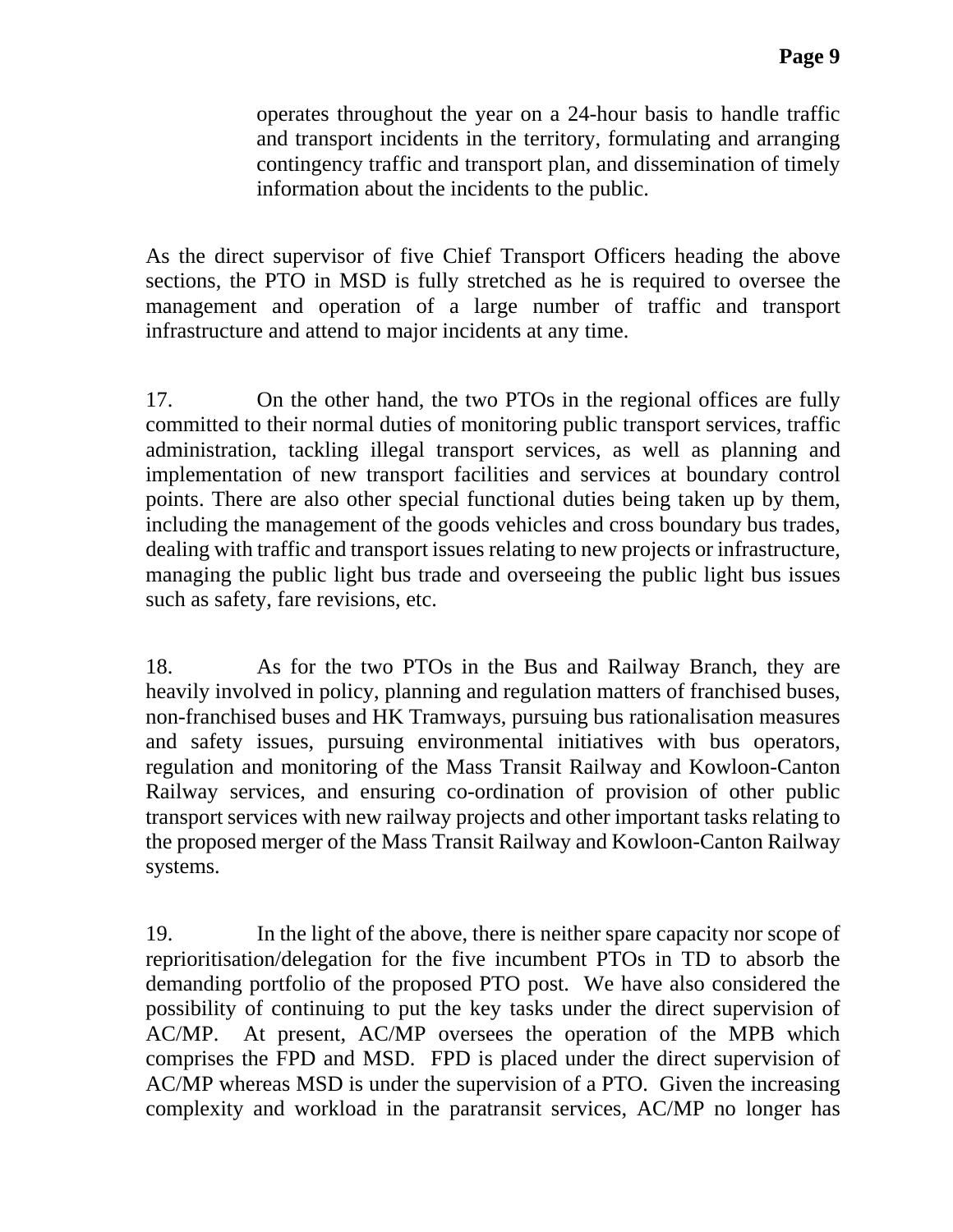operates throughout the year on a 24-hour basis to handle traffic and transport incidents in the territory, formulating and arranging contingency traffic and transport plan, and dissemination of timely information about the incidents to the public.

As the direct supervisor of five Chief Transport Officers heading the above sections, the PTO in MSD is fully stretched as he is required to oversee the management and operation of a large number of traffic and transport infrastructure and attend to major incidents at any time.

17. On the other hand, the two PTOs in the regional offices are fully committed to their normal duties of monitoring public transport services, traffic administration, tackling illegal transport services, as well as planning and implementation of new transport facilities and services at boundary control points. There are also other special functional duties being taken up by them, including the management of the goods vehicles and cross boundary bus trades, dealing with traffic and transport issues relating to new projects or infrastructure, managing the public light bus trade and overseeing the public light bus issues such as safety, fare revisions, etc.

18. As for the two PTOs in the Bus and Railway Branch, they are heavily involved in policy, planning and regulation matters of franchised buses, non-franchised buses and HK Tramways, pursuing bus rationalisation measures and safety issues, pursuing environmental initiatives with bus operators, regulation and monitoring of the Mass Transit Railway and Kowloon-Canton Railway services, and ensuring co-ordination of provision of other public transport services with new railway projects and other important tasks relating to the proposed merger of the Mass Transit Railway and Kowloon-Canton Railway systems.

19. In the light of the above, there is neither spare capacity nor scope of reprioritisation/delegation for the five incumbent PTOs in TD to absorb the demanding portfolio of the proposed PTO post. We have also considered the possibility of continuing to put the key tasks under the direct supervision of AC/MP. At present, AC/MP oversees the operation of the MPB which comprises the FPD and MSD. FPD is placed under the direct supervision of AC/MP whereas MSD is under the supervision of a PTO. Given the increasing complexity and workload in the paratransit services, AC/MP no longer has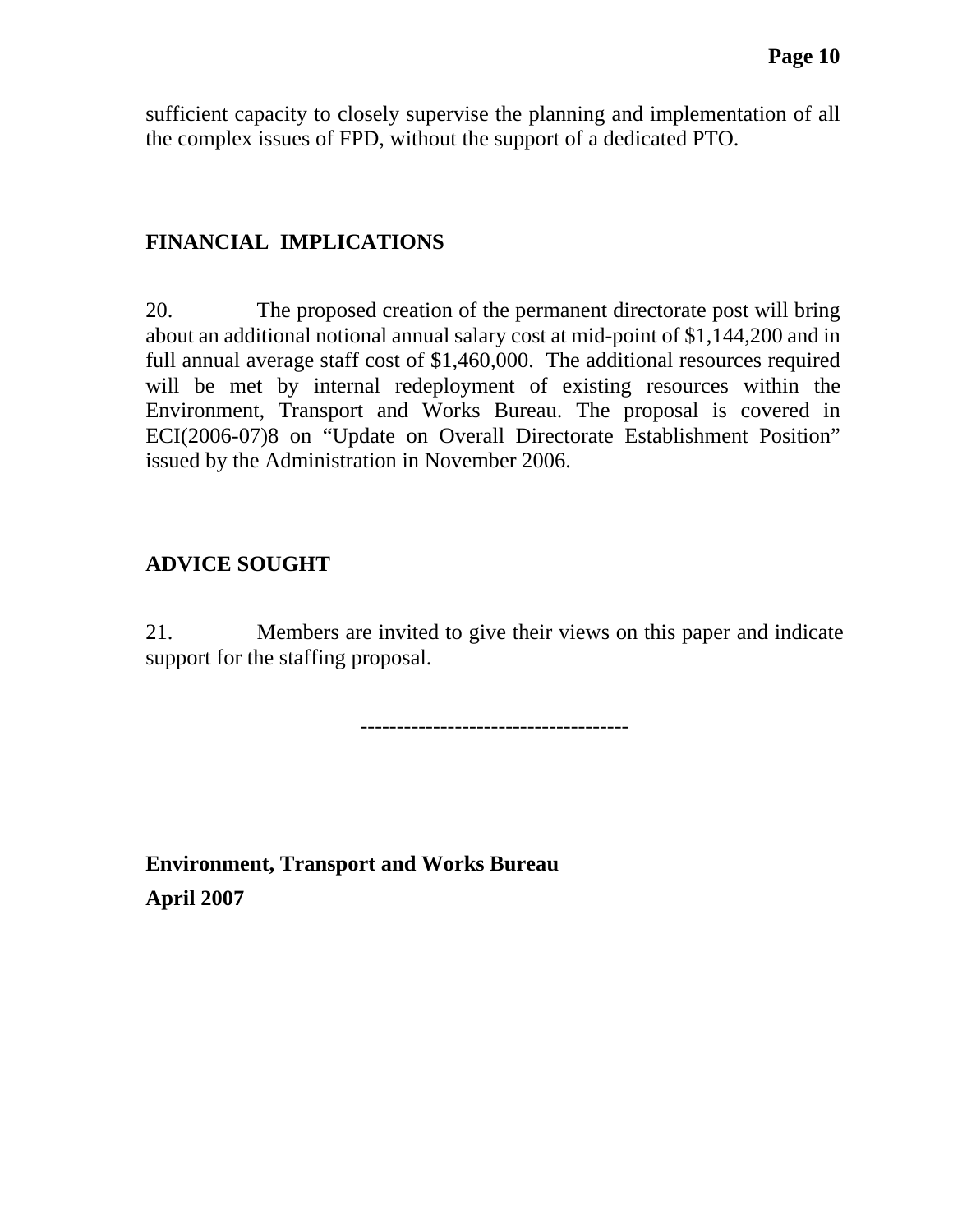sufficient capacity to closely supervise the planning and implementation of all the complex issues of FPD, without the support of a dedicated PTO.

## FINANCIAL IMPLICATIONS

20. The proposed creation of the permanent directorate post will bring about an additional notional annual salary cost at mid-point of $1,144,200 and in full annual average staff cost of $1,460,000. The additional resources required will be met by internal redeployment of existing resources within the Environment, Transport and Works Bureau. The proposal is covered in ECI(2006-07)8 on "Update on Overall Directorate Establishment Position" issued by the Administration in November 2006.

## ADVICE SOUGHT

21. Members are invited to give their views on this paper and indicate support for the staffing proposal.

------------------------------------

**Environment, Transport and Works Bureau**
**April 2007**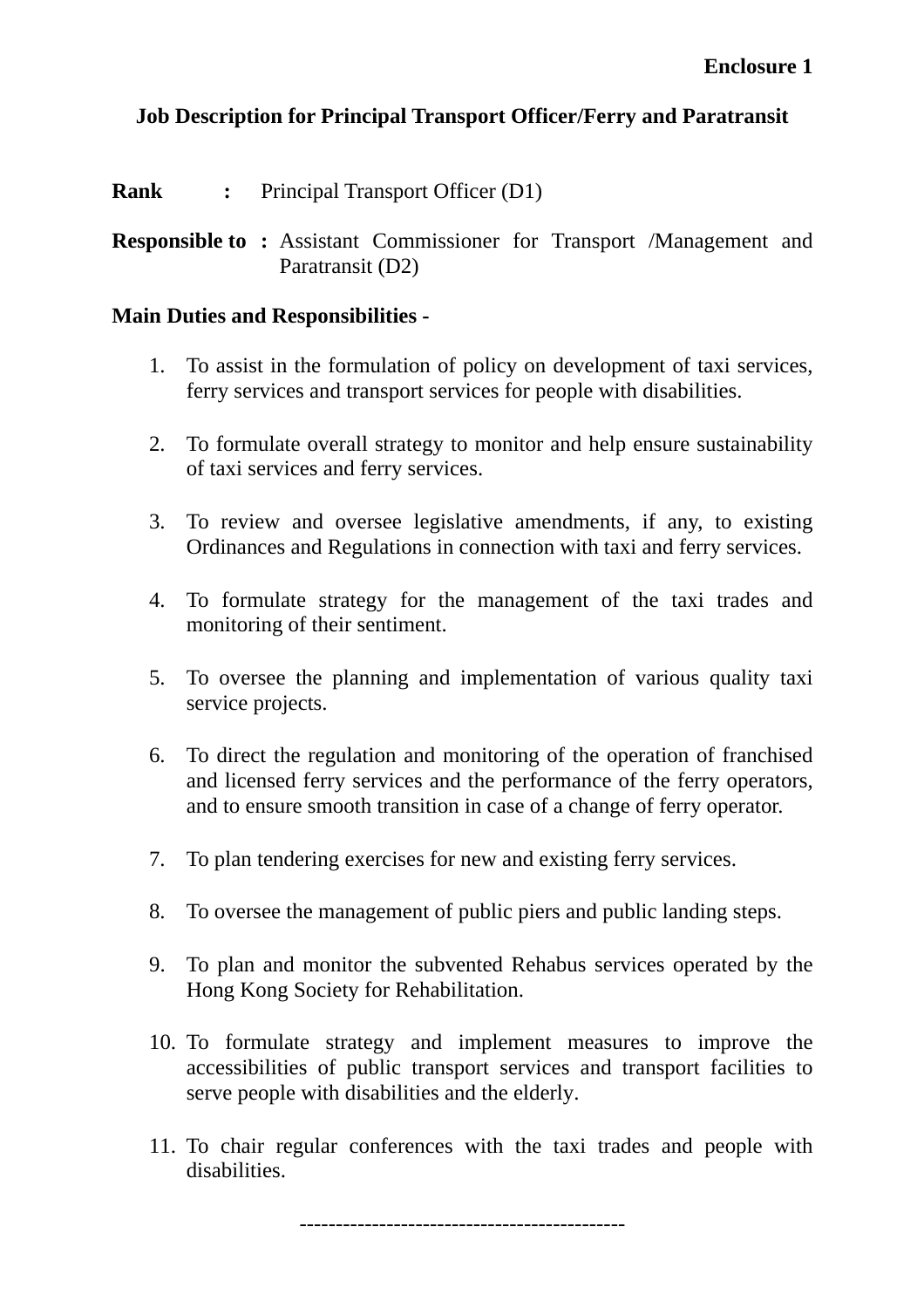**Enclosure 1**

## Job Description for Principal Transport Officer/Ferry and Paratransit

**Rank** : Principal Transport Officer (D1)

**Responsible to** : Assistant Commissioner for Transport /Management and Paratransit (D2)

**Main Duties and Responsibilities -**

1. To assist in the formulation of policy on development of taxi services, ferry services and transport services for people with disabilities.

2. To formulate overall strategy to monitor and help ensure sustainability of taxi services and ferry services.

3. To review and oversee legislative amendments, if any, to existing Ordinances and Regulations in connection with taxi and ferry services.

4. To formulate strategy for the management of the taxi trades and monitoring of their sentiment.

5. To oversee the planning and implementation of various quality taxi service projects.

6. To direct the regulation and monitoring of the operation of franchised and licensed ferry services and the performance of the ferry operators, and to ensure smooth transition in case of a change of ferry operator.

7. To plan tendering exercises for new and existing ferry services.

8. To oversee the management of public piers and public landing steps.

9. To plan and monitor the subvented Rehabus services operated by the Hong Kong Society for Rehabilitation.

10. To formulate strategy and implement measures to improve the accessibilities of public transport services and transport facilities to serve people with disabilities and the elderly.

11. To chair regular conferences with the taxi trades and people with disabilities.

--------------------------------------------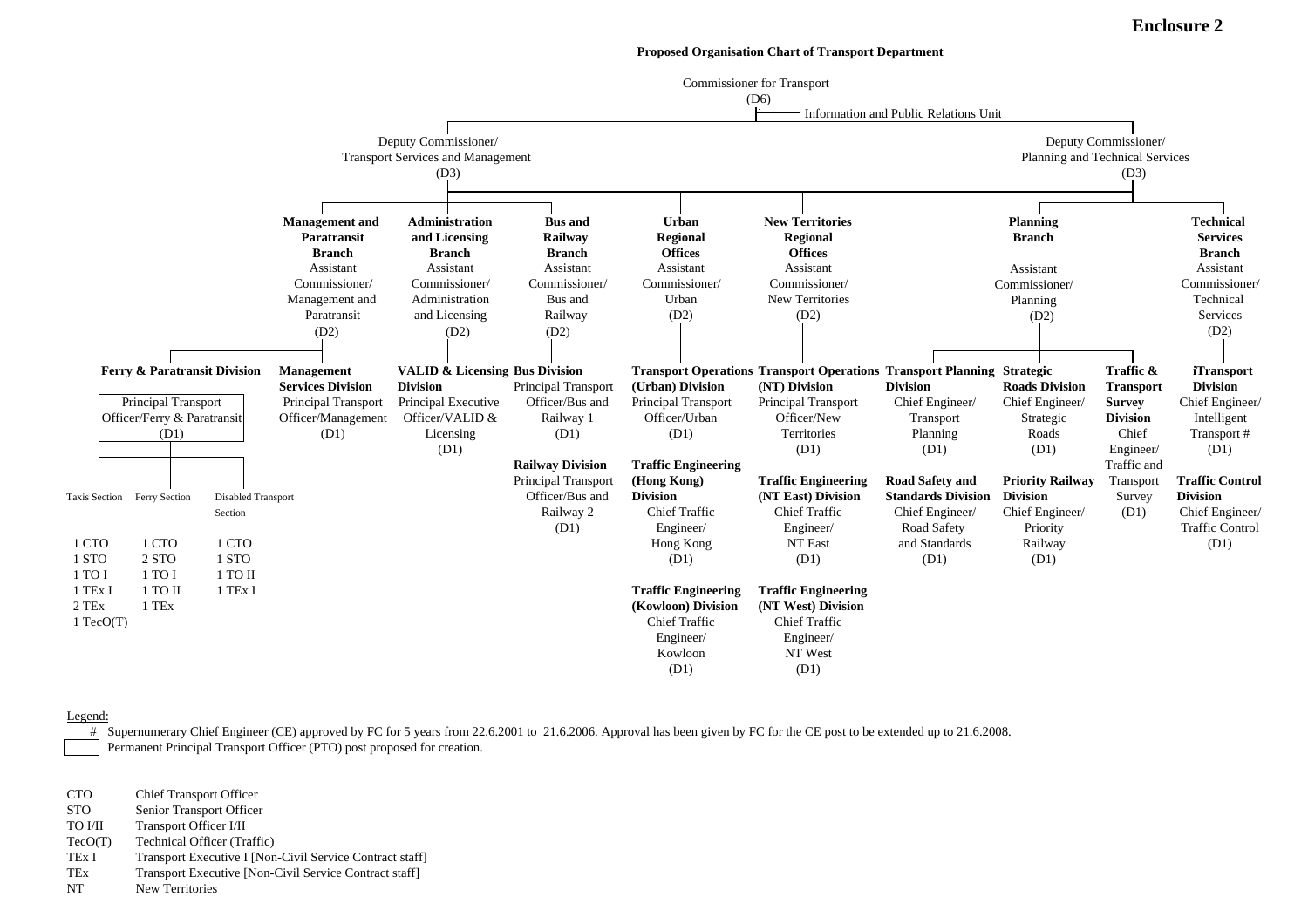**Enclosure 2**

**Proposed Organisation Chart of Transport Department**

Commissioner for Transport
(D6)

Information and Public Relations Unit

Deputy Commissioner/
Transport Services and Management
(D3)

Deputy Commissioner/
Planning and Technical Services
(D3)

**Management and Paratransit Branch**
Assistant Commissioner/ Management and Paratransit
(D2)

**Administration and Licensing Branch**
Assistant Commissioner/ Administration and Licensing
(D2)

**Bus and Railway Branch**
Assistant Commissioner/ Bus and Railway
(D2)

**Urban Regional Offices**
Assistant Commissioner/ Urban
(D2)

**New Territories Regional Offices**
Assistant Commissioner/ New Territories
(D2)

**Planning Branch**
Assistant Commissioner/ Planning
(D2)

**Technical Services Branch**
Assistant Commissioner/ Technical Services
(D2)

**Ferry & Paratransit Division**
Principal Transport Officer/Ferry & Paratransit
(D1)

Taxis Section: 1 CTO, 1 STO, 1 TO I, 1 TEx I, 2 TEx, 1 TecO(T)

Ferry Section: 1 CTO, 2 STO, 1 TO I, 1 TO II, 1 TEx

Disabled Transport Section: 1 CTO, 1 STO, 1 TO II, 1 TEx I

**Management Services Division**
Principal Transport Officer/Management
(D1)

**VALID & Licensing Division**
Principal Executive Officer/VALID & Licensing
(D1)

**Bus Division**
Principal Transport Officer/Bus and Railway 1
(D1)

**Railway Division**
Principal Transport Officer/Bus and Railway 2
(D1)

**Transport Operations (Urban) Division**
Principal Transport Officer/Urban
(D1)

**Traffic Engineering (Hong Kong) Division**
Chief Traffic Engineer/ Hong Kong
(D1)

**Traffic Engineering (Kowloon) Division**
Chief Traffic Engineer/ Kowloon
(D1)

**Transport Operations (NT) Division**
Principal Transport Officer/New Territories
(D1)

**Traffic Engineering (NT East) Division**
Chief Traffic Engineer/ NT East
(D1)

**Traffic Engineering (NT West) Division**
Chief Traffic Engineer/ NT West
(D1)

**Transport Planning Division**
Chief Engineer/ Transport Planning
(D1)

**Road Safety and Standards Division**
Chief Engineer/ Road Safety and Standards
(D1)

**Strategic Roads Division**
Chief Engineer/ Strategic Roads
(D1)

**Priority Railway Division**
Chief Engineer/ Priority Railway
(D1)

**Traffic & Transport Survey Division**
Chief Engineer/ Traffic and Transport Survey
(D1)

**iTransport Division**
Chief Engineer/ Intelligent Transport #
(D1)

**Traffic Control Division**
Chief Engineer/ Traffic Control
(D1)

Legend:

\# Supernumerary Chief Engineer (CE) approved by FC for 5 years from 22.6.2001 to 21.6.2006. Approval has been given by FC for the CE post to be extended up to 21.6.2008.

[Box] Permanent Principal Transport Officer (PTO) post proposed for creation.

| | |
|---|---|
| CTO | Chief Transport Officer |
| STO | Senior Transport Officer |
| TO I/II | Transport Officer I/II |
| TecO(T) | Technical Officer (Traffic) |
| TEx I | Transport Executive I [Non-Civil Service Contract staff] |
| TEx | Transport Executive [Non-Civil Service Contract staff] |
| NT | New Territories |